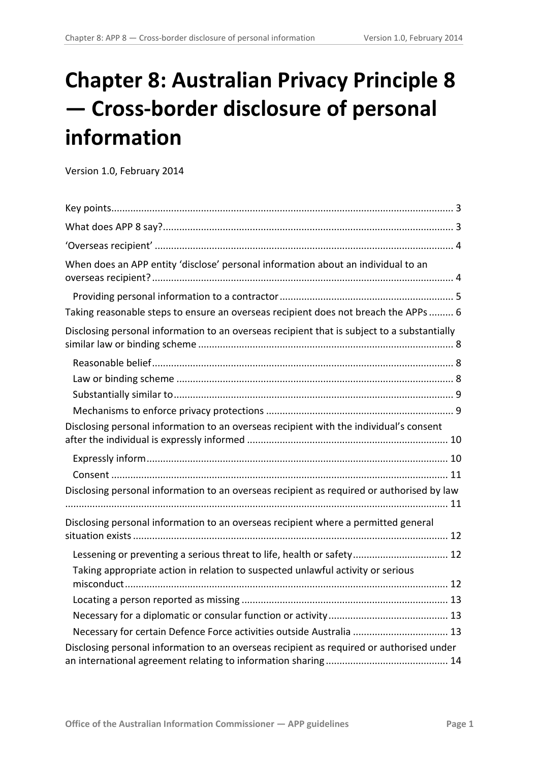# Chapter 8: Australian Privacy Principle 8 — Cross-border disclosure of personal information

Version 1.0, February 2014

Key points ........................................................................................................ 3

What does APP 8 say? ........................................................................................ 3

'Overseas recipient' ........................................................................................... 4

When does an APP entity 'disclose' personal information about an individual to an overseas recipient? ........................................................................................................ 4

- Providing personal information to a contractor ............................................. 5

Taking reasonable steps to ensure an overseas recipient does not breach the APPs ......... 6

Disclosing personal information to an overseas recipient that is subject to a substantially similar law or binding scheme ................................................................................ 8

- Reasonable belief ........................................................................................ 8
- Law or binding scheme ................................................................................ 8
- Substantially similar to ................................................................................ 9
- Mechanisms to enforce privacy protections .................................................. 9

Disclosing personal information to an overseas recipient with the individual's consent after the individual is expressly informed ................................................................ 10

- Expressly inform ......................................................................................... 10
- Consent ...................................................................................................... 11

Disclosing personal information to an overseas recipient as required or authorised by law ........................................................................................................................ 11

Disclosing personal information to an overseas recipient where a permitted general situation exists ........................................................................................................ 12

- Lessening or preventing a serious threat to life, health or safety ..................... 12
- Taking appropriate action in relation to suspected unlawful activity or serious misconduct .................................................................................................. 12
- Locating a person reported as missing .......................................................... 13
- Necessary for a diplomatic or consular function or activity ............................ 13
- Necessary for certain Defence Force activities outside Australia ..................... 13

Disclosing personal information to an overseas recipient as required or authorised under an international agreement relating to information sharing ......................................... 14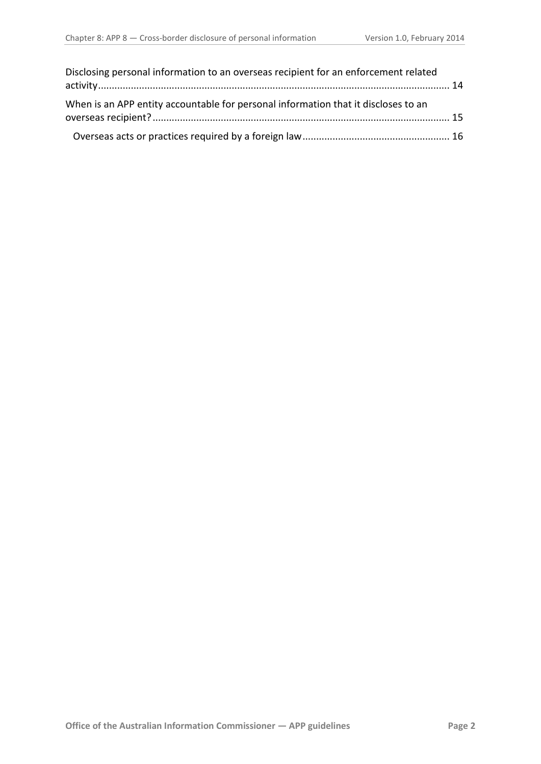Disclosing personal information to an overseas recipient for an enforcement related activity ... 14

When is an APP entity accountable for personal information that it discloses to an overseas recipient? ... 15

- Overseas acts or practices required by a foreign law ... 16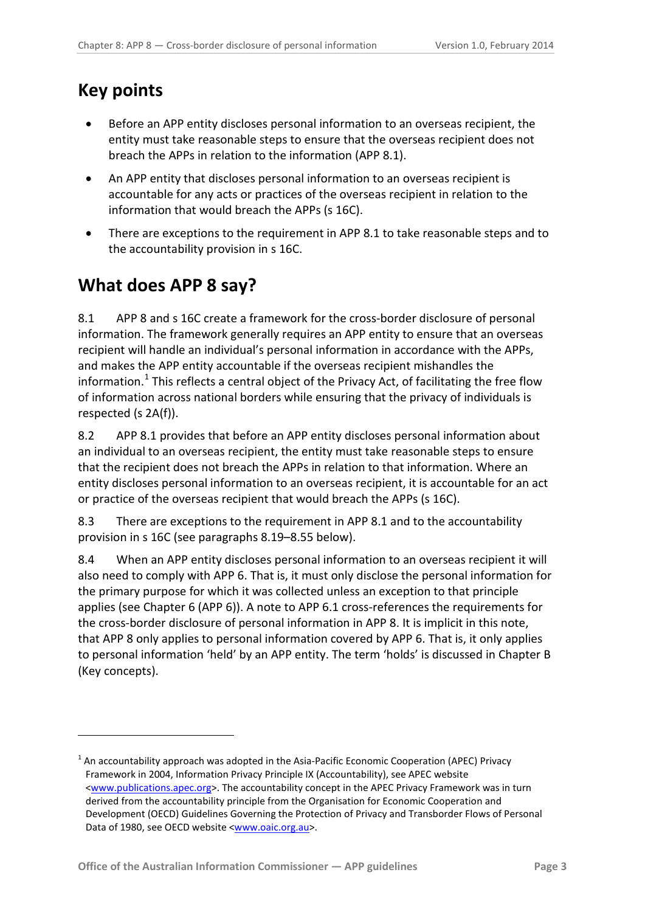## Key points

- Before an APP entity discloses personal information to an overseas recipient, the entity must take reasonable steps to ensure that the overseas recipient does not breach the APPs in relation to the information (APP 8.1).
- An APP entity that discloses personal information to an overseas recipient is accountable for any acts or practices of the overseas recipient in relation to the information that would breach the APPs (s 16C).
- There are exceptions to the requirement in APP 8.1 to take reasonable steps and to the accountability provision in s 16C.

## What does APP 8 say?

8.1 APP 8 and s 16C create a framework for the cross-border disclosure of personal information. The framework generally requires an APP entity to ensure that an overseas recipient will handle an individual's personal information in accordance with the APPs, and makes the APP entity accountable if the overseas recipient mishandles the information.[1] This reflects a central object of the Privacy Act, of facilitating the free flow of information across national borders while ensuring that the privacy of individuals is respected (s 2A(f)).

8.2 APP 8.1 provides that before an APP entity discloses personal information about an individual to an overseas recipient, the entity must take reasonable steps to ensure that the recipient does not breach the APPs in relation to that information. Where an entity discloses personal information to an overseas recipient, it is accountable for an act or practice of the overseas recipient that would breach the APPs (s 16C).

8.3 There are exceptions to the requirement in APP 8.1 and to the accountability provision in s 16C (see paragraphs 8.19–8.55 below).

8.4 When an APP entity discloses personal information to an overseas recipient it will also need to comply with APP 6. That is, it must only disclose the personal information for the primary purpose for which it was collected unless an exception to that principle applies (see Chapter 6 (APP 6)). A note to APP 6.1 cross-references the requirements for the cross-border disclosure of personal information in APP 8. It is implicit in this note, that APP 8 only applies to personal information covered by APP 6. That is, it only applies to personal information 'held' by an APP entity. The term 'holds' is discussed in Chapter B (Key concepts).

---

[1] An accountability approach was adopted in the Asia-Pacific Economic Cooperation (APEC) Privacy Framework in 2004, Information Privacy Principle IX (Accountability), see APEC website <www.publications.apec.org>. The accountability concept in the APEC Privacy Framework was in turn derived from the accountability principle from the Organisation for Economic Cooperation and Development (OECD) Guidelines Governing the Protection of Privacy and Transborder Flows of Personal Data of 1980, see OECD website <www.oaic.org.au>.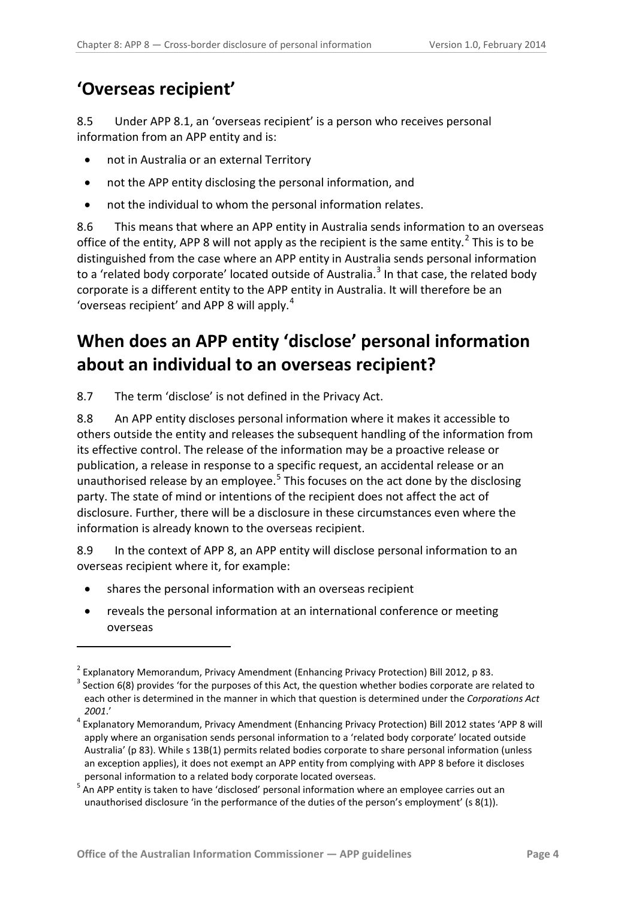## 'Overseas recipient'

8.5 Under APP 8.1, an 'overseas recipient' is a person who receives personal information from an APP entity and is:

- not in Australia or an external Territory
- not the APP entity disclosing the personal information, and
- not the individual to whom the personal information relates.

8.6 This means that where an APP entity in Australia sends information to an overseas office of the entity, APP 8 will not apply as the recipient is the same entity.[2] This is to be distinguished from the case where an APP entity in Australia sends personal information to a 'related body corporate' located outside of Australia.[3] In that case, the related body corporate is a different entity to the APP entity in Australia. It will therefore be an 'overseas recipient' and APP 8 will apply.[4]

## When does an APP entity 'disclose' personal information about an individual to an overseas recipient?

8.7 The term 'disclose' is not defined in the Privacy Act.

8.8 An APP entity discloses personal information where it makes it accessible to others outside the entity and releases the subsequent handling of the information from its effective control. The release of the information may be a proactive release or publication, a release in response to a specific request, an accidental release or an unauthorised release by an employee.[5] This focuses on the act done by the disclosing party. The state of mind or intentions of the recipient does not affect the act of disclosure. Further, there will be a disclosure in these circumstances even where the information is already known to the overseas recipient.

8.9 In the context of APP 8, an APP entity will disclose personal information to an overseas recipient where it, for example:

- shares the personal information with an overseas recipient
- reveals the personal information at an international conference or meeting overseas

---

[2] Explanatory Memorandum, Privacy Amendment (Enhancing Privacy Protection) Bill 2012, p 83.

[3] Section 6(8) provides 'for the purposes of this Act, the question whether bodies corporate are related to each other is determined in the manner in which that question is determined under the *Corporations Act 2001*.'

[4] Explanatory Memorandum, Privacy Amendment (Enhancing Privacy Protection) Bill 2012 states 'APP 8 will apply where an organisation sends personal information to a 'related body corporate' located outside Australia' (p 83). While s 13B(1) permits related bodies corporate to share personal information (unless an exception applies), it does not exempt an APP entity from complying with APP 8 before it discloses personal information to a related body corporate located overseas.

[5] An APP entity is taken to have 'disclosed' personal information where an employee carries out an unauthorised disclosure 'in the performance of the duties of the person's employment' (s 8(1)).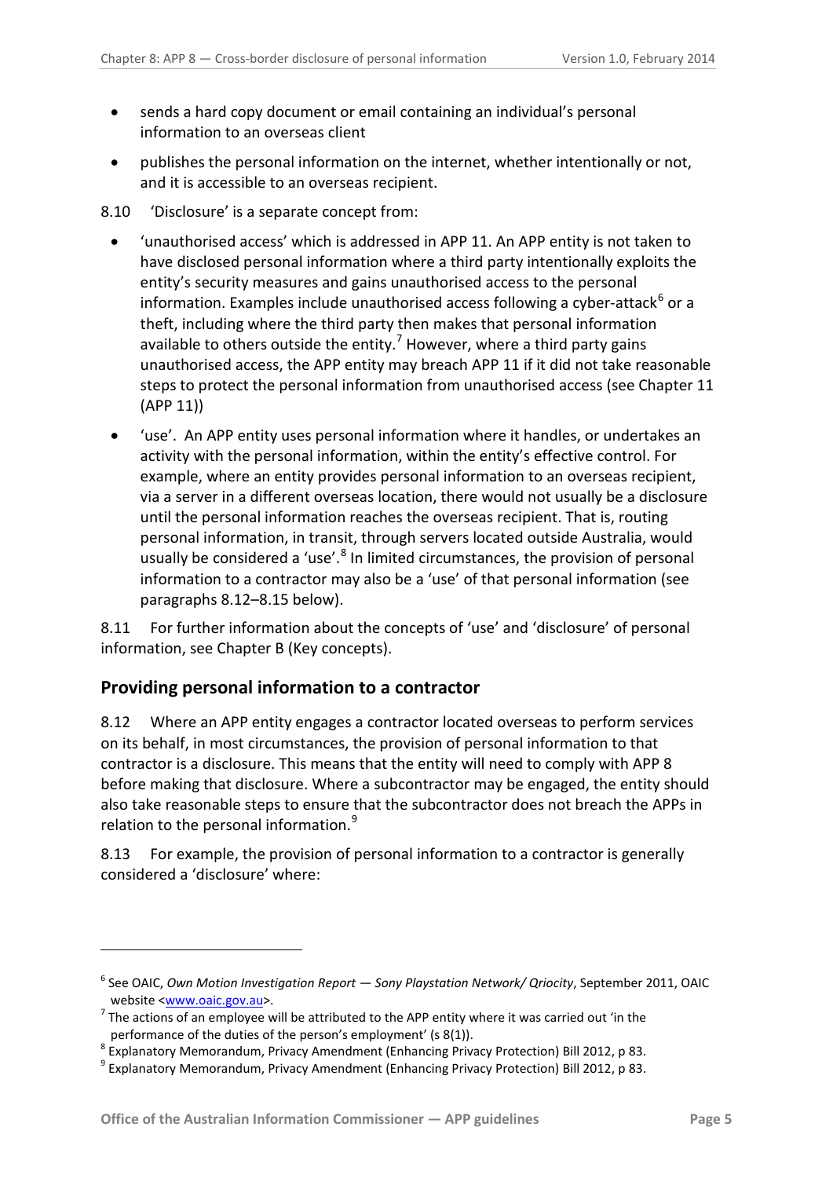- sends a hard copy document or email containing an individual's personal information to an overseas client
- publishes the personal information on the internet, whether intentionally or not, and it is accessible to an overseas recipient.

8.10 'Disclosure' is a separate concept from:

- 'unauthorised access' which is addressed in APP 11. An APP entity is not taken to have disclosed personal information where a third party intentionally exploits the entity's security measures and gains unauthorised access to the personal information. Examples include unauthorised access following a cyber-attack[6] or a theft, including where the third party then makes that personal information available to others outside the entity.[7] However, where a third party gains unauthorised access, the APP entity may breach APP 11 if it did not take reasonable steps to protect the personal information from unauthorised access (see Chapter 11 (APP 11))
- 'use'. An APP entity uses personal information where it handles, or undertakes an activity with the personal information, within the entity's effective control. For example, where an entity provides personal information to an overseas recipient, via a server in a different overseas location, there would not usually be a disclosure until the personal information reaches the overseas recipient. That is, routing personal information, in transit, through servers located outside Australia, would usually be considered a 'use'.[8] In limited circumstances, the provision of personal information to a contractor may also be a 'use' of that personal information (see paragraphs 8.12–8.15 below).

8.11 For further information about the concepts of 'use' and 'disclosure' of personal information, see Chapter B (Key concepts).

## Providing personal information to a contractor

8.12 Where an APP entity engages a contractor located overseas to perform services on its behalf, in most circumstances, the provision of personal information to that contractor is a disclosure. This means that the entity will need to comply with APP 8 before making that disclosure. Where a subcontractor may be engaged, the entity should also take reasonable steps to ensure that the subcontractor does not breach the APPs in relation to the personal information.[9]

8.13 For example, the provision of personal information to a contractor is generally considered a 'disclosure' where:

---

[6] See OAIC, *Own Motion Investigation Report — Sony Playstation Network/ Qriocity*, September 2011, OAIC website <www.oaic.gov.au>.

[7] The actions of an employee will be attributed to the APP entity where it was carried out 'in the performance of the duties of the person's employment' (s 8(1)).

[8] Explanatory Memorandum, Privacy Amendment (Enhancing Privacy Protection) Bill 2012, p 83.

[9] Explanatory Memorandum, Privacy Amendment (Enhancing Privacy Protection) Bill 2012, p 83.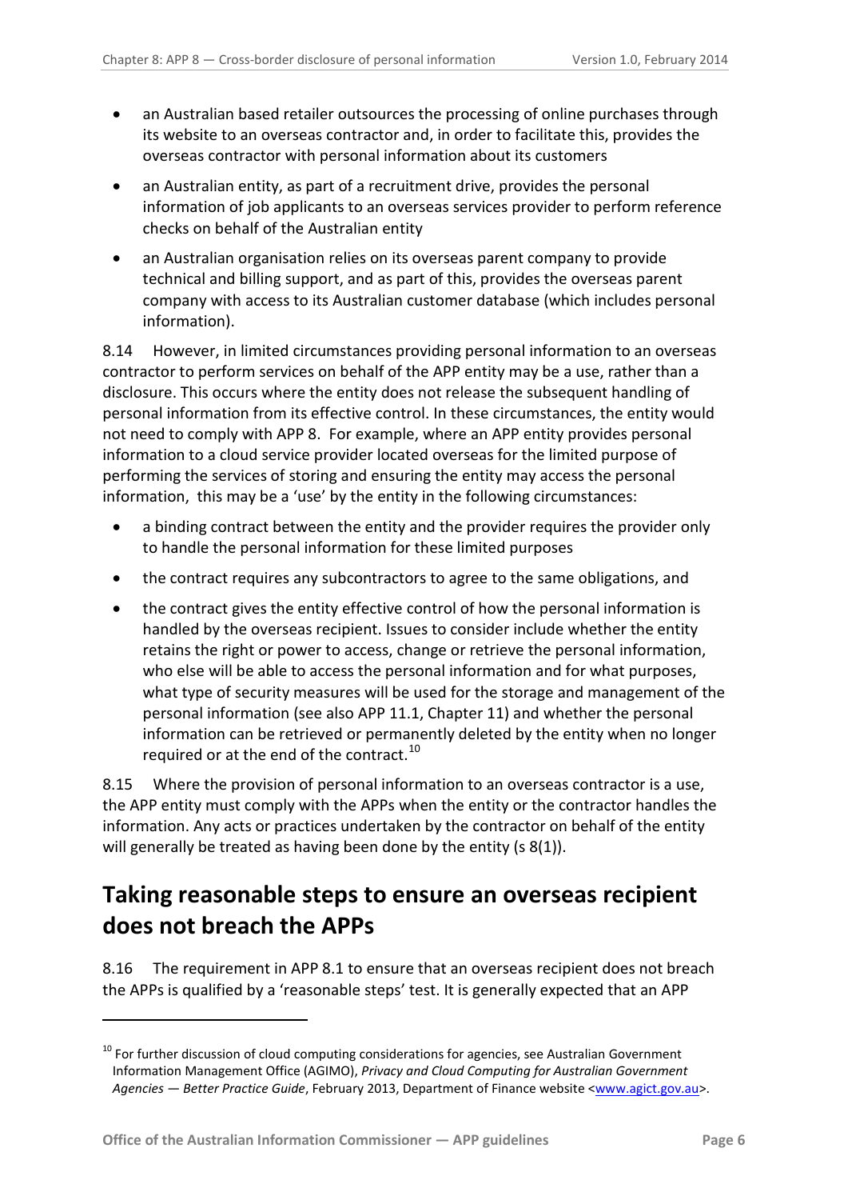- an Australian based retailer outsources the processing of online purchases through its website to an overseas contractor and, in order to facilitate this, provides the overseas contractor with personal information about its customers
- an Australian entity, as part of a recruitment drive, provides the personal information of job applicants to an overseas services provider to perform reference checks on behalf of the Australian entity
- an Australian organisation relies on its overseas parent company to provide technical and billing support, and as part of this, provides the overseas parent company with access to its Australian customer database (which includes personal information).

8.14 However, in limited circumstances providing personal information to an overseas contractor to perform services on behalf of the APP entity may be a use, rather than a disclosure. This occurs where the entity does not release the subsequent handling of personal information from its effective control. In these circumstances, the entity would not need to comply with APP 8. For example, where an APP entity provides personal information to a cloud service provider located overseas for the limited purpose of performing the services of storing and ensuring the entity may access the personal information, this may be a 'use' by the entity in the following circumstances:

- a binding contract between the entity and the provider requires the provider only to handle the personal information for these limited purposes
- the contract requires any subcontractors to agree to the same obligations, and
- the contract gives the entity effective control of how the personal information is handled by the overseas recipient. Issues to consider include whether the entity retains the right or power to access, change or retrieve the personal information, who else will be able to access the personal information and for what purposes, what type of security measures will be used for the storage and management of the personal information (see also APP 11.1, Chapter 11) and whether the personal information can be retrieved or permanently deleted by the entity when no longer required or at the end of the contract.[10]

8.15 Where the provision of personal information to an overseas contractor is a use, the APP entity must comply with the APPs when the entity or the contractor handles the information. Any acts or practices undertaken by the contractor on behalf of the entity will generally be treated as having been done by the entity (s 8(1)).

## Taking reasonable steps to ensure an overseas recipient does not breach the APPs

8.16 The requirement in APP 8.1 to ensure that an overseas recipient does not breach the APPs is qualified by a 'reasonable steps' test. It is generally expected that an APP

---

[10] For further discussion of cloud computing considerations for agencies, see Australian Government Information Management Office (AGIMO), *Privacy and Cloud Computing for Australian Government Agencies — Better Practice Guide*, February 2013, Department of Finance website <www.agict.gov.au>.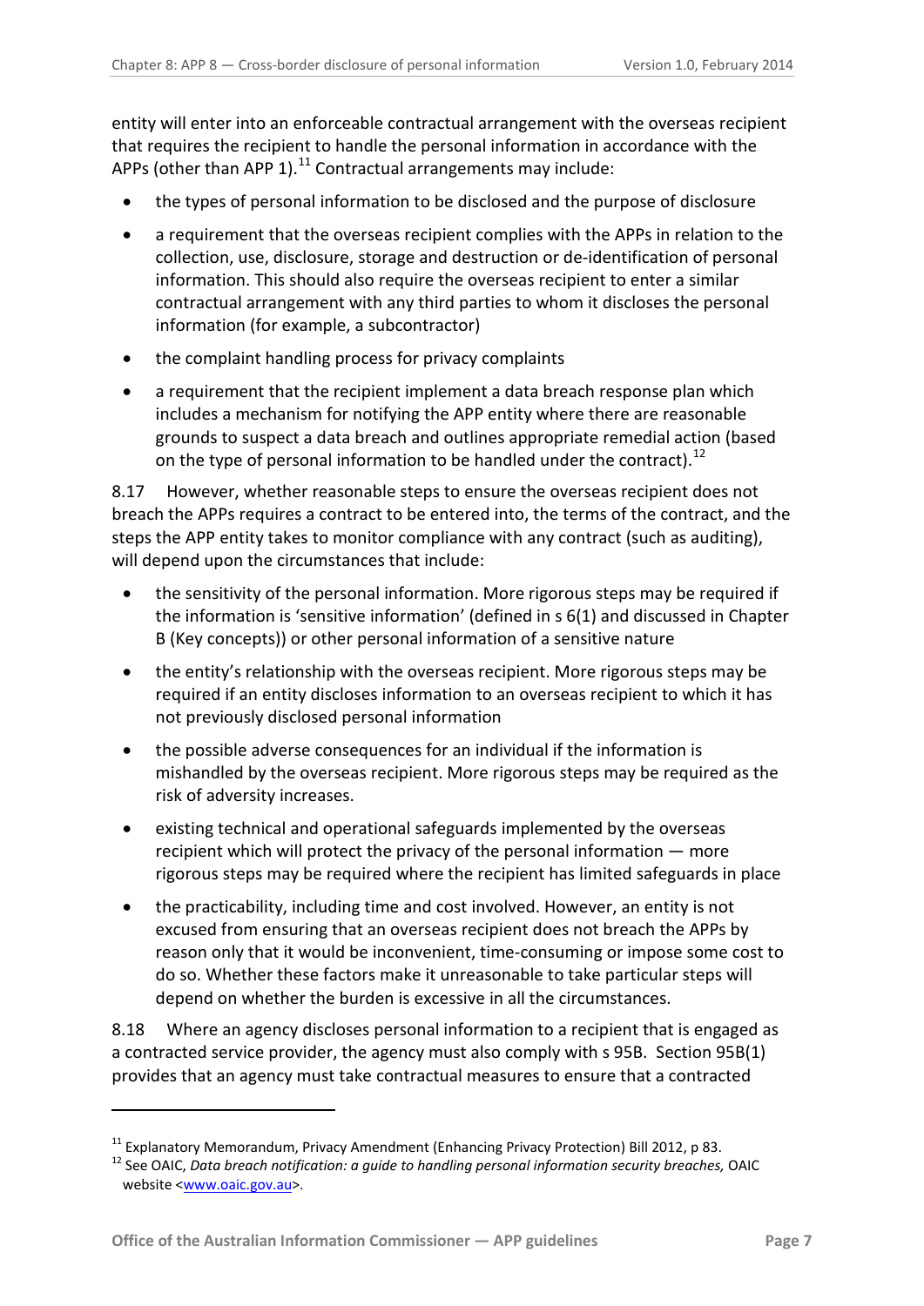entity will enter into an enforceable contractual arrangement with the overseas recipient that requires the recipient to handle the personal information in accordance with the APPs (other than APP 1).[11] Contractual arrangements may include:

- the types of personal information to be disclosed and the purpose of disclosure
- a requirement that the overseas recipient complies with the APPs in relation to the collection, use, disclosure, storage and destruction or de-identification of personal information. This should also require the overseas recipient to enter a similar contractual arrangement with any third parties to whom it discloses the personal information (for example, a subcontractor)
- the complaint handling process for privacy complaints
- a requirement that the recipient implement a data breach response plan which includes a mechanism for notifying the APP entity where there are reasonable grounds to suspect a data breach and outlines appropriate remedial action (based on the type of personal information to be handled under the contract).[12]

8.17 However, whether reasonable steps to ensure the overseas recipient does not breach the APPs requires a contract to be entered into, the terms of the contract, and the steps the APP entity takes to monitor compliance with any contract (such as auditing), will depend upon the circumstances that include:

- the sensitivity of the personal information. More rigorous steps may be required if the information is 'sensitive information' (defined in s 6(1) and discussed in Chapter B (Key concepts)) or other personal information of a sensitive nature
- the entity's relationship with the overseas recipient. More rigorous steps may be required if an entity discloses information to an overseas recipient to which it has not previously disclosed personal information
- the possible adverse consequences for an individual if the information is mishandled by the overseas recipient. More rigorous steps may be required as the risk of adversity increases.
- existing technical and operational safeguards implemented by the overseas recipient which will protect the privacy of the personal information — more rigorous steps may be required where the recipient has limited safeguards in place
- the practicability, including time and cost involved. However, an entity is not excused from ensuring that an overseas recipient does not breach the APPs by reason only that it would be inconvenient, time-consuming or impose some cost to do so. Whether these factors make it unreasonable to take particular steps will depend on whether the burden is excessive in all the circumstances.

8.18 Where an agency discloses personal information to a recipient that is engaged as a contracted service provider, the agency must also comply with s 95B. Section 95B(1) provides that an agency must take contractual measures to ensure that a contracted

---

[11] Explanatory Memorandum, Privacy Amendment (Enhancing Privacy Protection) Bill 2012, p 83.

[12] See OAIC, *Data breach notification: a guide to handling personal information security breaches,* OAIC website <www.oaic.gov.au>.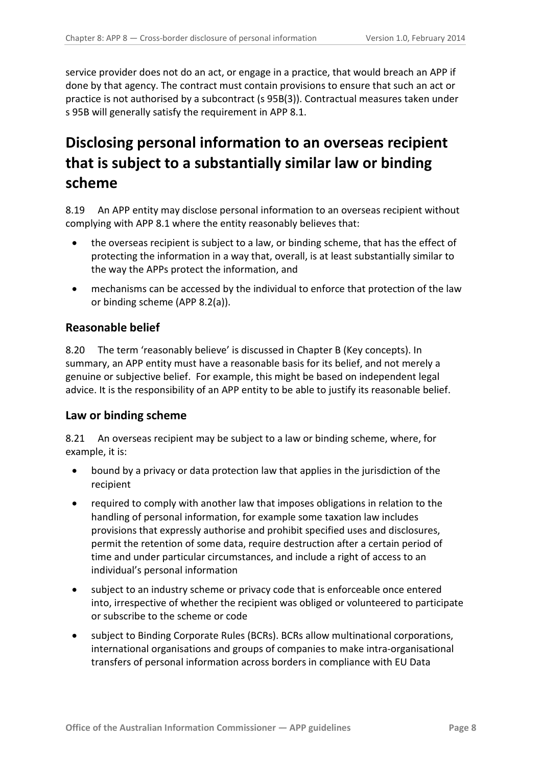service provider does not do an act, or engage in a practice, that would breach an APP if done by that agency. The contract must contain provisions to ensure that such an act or practice is not authorised by a subcontract (s 95B(3)). Contractual measures taken under s 95B will generally satisfy the requirement in APP 8.1.

# Disclosing personal information to an overseas recipient that is subject to a substantially similar law or binding scheme

8.19 An APP entity may disclose personal information to an overseas recipient without complying with APP 8.1 where the entity reasonably believes that:

- the overseas recipient is subject to a law, or binding scheme, that has the effect of protecting the information in a way that, overall, is at least substantially similar to the way the APPs protect the information, and
- mechanisms can be accessed by the individual to enforce that protection of the law or binding scheme (APP 8.2(a)).

## Reasonable belief

8.20 The term 'reasonably believe' is discussed in Chapter B (Key concepts). In summary, an APP entity must have a reasonable basis for its belief, and not merely a genuine or subjective belief. For example, this might be based on independent legal advice. It is the responsibility of an APP entity to be able to justify its reasonable belief.

## Law or binding scheme

8.21 An overseas recipient may be subject to a law or binding scheme, where, for example, it is:

- bound by a privacy or data protection law that applies in the jurisdiction of the recipient
- required to comply with another law that imposes obligations in relation to the handling of personal information, for example some taxation law includes provisions that expressly authorise and prohibit specified uses and disclosures, permit the retention of some data, require destruction after a certain period of time and under particular circumstances, and include a right of access to an individual's personal information
- subject to an industry scheme or privacy code that is enforceable once entered into, irrespective of whether the recipient was obliged or volunteered to participate or subscribe to the scheme or code
- subject to Binding Corporate Rules (BCRs). BCRs allow multinational corporations, international organisations and groups of companies to make intra-organisational transfers of personal information across borders in compliance with EU Data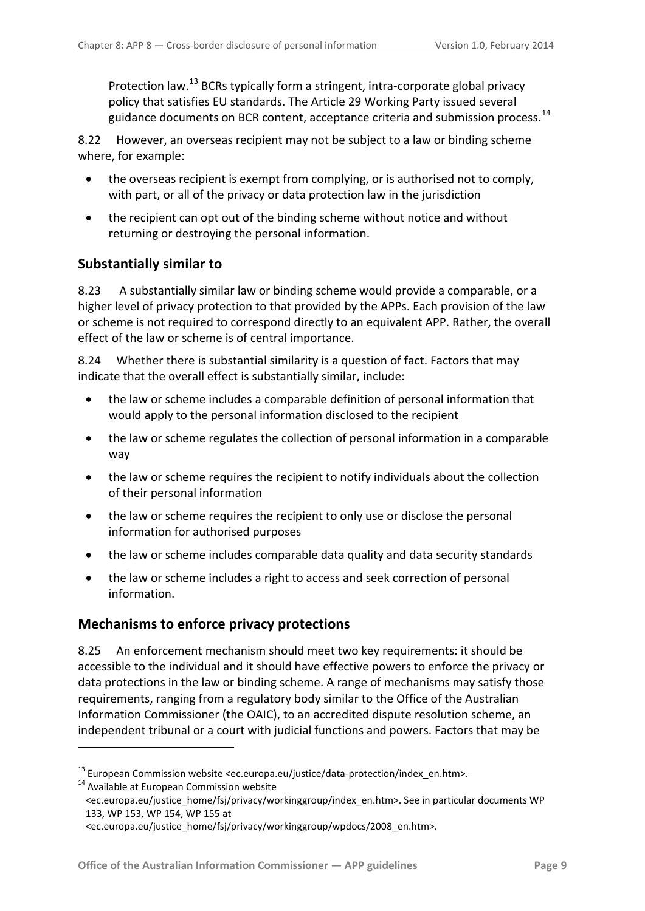Protection law.[13] BCRs typically form a stringent, intra-corporate global privacy policy that satisfies EU standards. The Article 29 Working Party issued several guidance documents on BCR content, acceptance criteria and submission process.[14]

8.22 However, an overseas recipient may not be subject to a law or binding scheme where, for example:

- the overseas recipient is exempt from complying, or is authorised not to comply, with part, or all of the privacy or data protection law in the jurisdiction
- the recipient can opt out of the binding scheme without notice and without returning or destroying the personal information.

## Substantially similar to

8.23 A substantially similar law or binding scheme would provide a comparable, or a higher level of privacy protection to that provided by the APPs. Each provision of the law or scheme is not required to correspond directly to an equivalent APP. Rather, the overall effect of the law or scheme is of central importance.

8.24 Whether there is substantial similarity is a question of fact. Factors that may indicate that the overall effect is substantially similar, include:

- the law or scheme includes a comparable definition of personal information that would apply to the personal information disclosed to the recipient
- the law or scheme regulates the collection of personal information in a comparable way
- the law or scheme requires the recipient to notify individuals about the collection of their personal information
- the law or scheme requires the recipient to only use or disclose the personal information for authorised purposes
- the law or scheme includes comparable data quality and data security standards
- the law or scheme includes a right to access and seek correction of personal information.

## Mechanisms to enforce privacy protections

8.25 An enforcement mechanism should meet two key requirements: it should be accessible to the individual and it should have effective powers to enforce the privacy or data protections in the law or binding scheme. A range of mechanisms may satisfy those requirements, ranging from a regulatory body similar to the Office of the Australian Information Commissioner (the OAIC), to an accredited dispute resolution scheme, an independent tribunal or a court with judicial functions and powers. Factors that may be

---

[13] European Commission website <ec.europa.eu/justice/data-protection/index_en.htm>.

[14] Available at European Commission website <ec.europa.eu/justice_home/fsj/privacy/workinggroup/index_en.htm>. See in particular documents WP 133, WP 153, WP 154, WP 155 at <ec.europa.eu/justice_home/fsj/privacy/workinggroup/wpdocs/2008_en.htm>.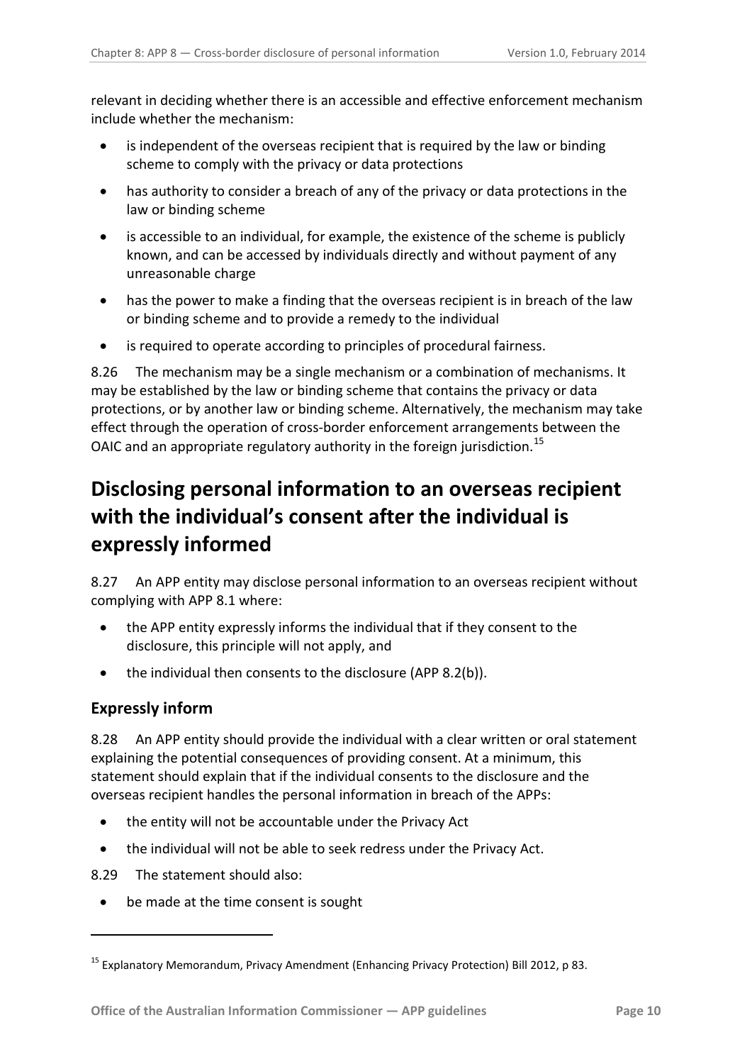relevant in deciding whether there is an accessible and effective enforcement mechanism include whether the mechanism:

- is independent of the overseas recipient that is required by the law or binding scheme to comply with the privacy or data protections
- has authority to consider a breach of any of the privacy or data protections in the law or binding scheme
- is accessible to an individual, for example, the existence of the scheme is publicly known, and can be accessed by individuals directly and without payment of any unreasonable charge
- has the power to make a finding that the overseas recipient is in breach of the law or binding scheme and to provide a remedy to the individual
- is required to operate according to principles of procedural fairness.

8.26 The mechanism may be a single mechanism or a combination of mechanisms. It may be established by the law or binding scheme that contains the privacy or data protections, or by another law or binding scheme. Alternatively, the mechanism may take effect through the operation of cross-border enforcement arrangements between the OAIC and an appropriate regulatory authority in the foreign jurisdiction.[15]

# Disclosing personal information to an overseas recipient with the individual's consent after the individual is expressly informed

8.27 An APP entity may disclose personal information to an overseas recipient without complying with APP 8.1 where:

- the APP entity expressly informs the individual that if they consent to the disclosure, this principle will not apply, and
- the individual then consents to the disclosure (APP 8.2(b)).

## Expressly inform

8.28 An APP entity should provide the individual with a clear written or oral statement explaining the potential consequences of providing consent. At a minimum, this statement should explain that if the individual consents to the disclosure and the overseas recipient handles the personal information in breach of the APPs:

- the entity will not be accountable under the Privacy Act
- the individual will not be able to seek redress under the Privacy Act.

8.29 The statement should also:

- be made at the time consent is sought

---

[15] Explanatory Memorandum, Privacy Amendment (Enhancing Privacy Protection) Bill 2012, p 83.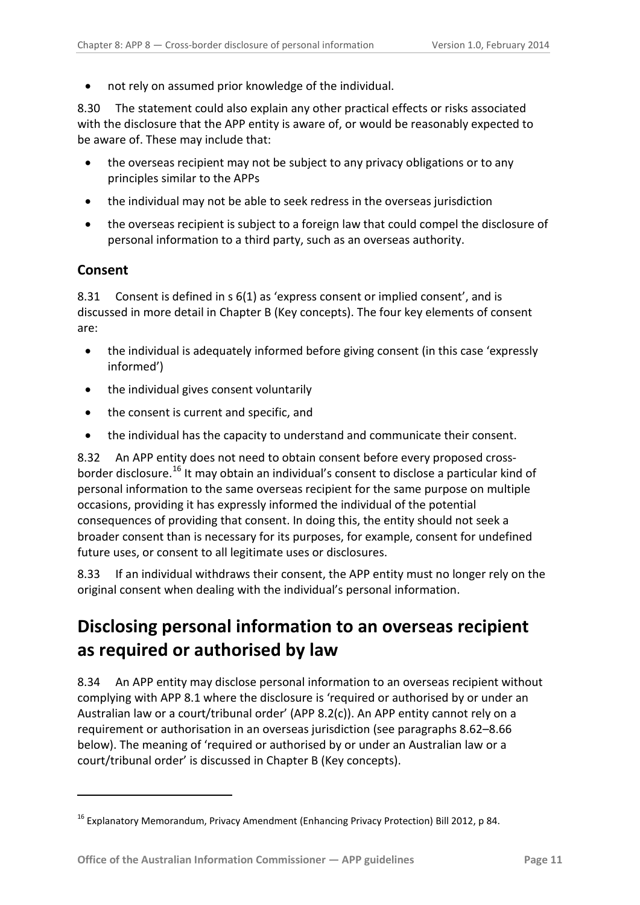- not rely on assumed prior knowledge of the individual.

8.30 The statement could also explain any other practical effects or risks associated with the disclosure that the APP entity is aware of, or would be reasonably expected to be aware of. These may include that:

- the overseas recipient may not be subject to any privacy obligations or to any principles similar to the APPs
- the individual may not be able to seek redress in the overseas jurisdiction
- the overseas recipient is subject to a foreign law that could compel the disclosure of personal information to a third party, such as an overseas authority.

### Consent

8.31 Consent is defined in s 6(1) as 'express consent or implied consent', and is discussed in more detail in Chapter B (Key concepts). The four key elements of consent are:

- the individual is adequately informed before giving consent (in this case 'expressly informed')
- the individual gives consent voluntarily
- the consent is current and specific, and
- the individual has the capacity to understand and communicate their consent.

8.32 An APP entity does not need to obtain consent before every proposed cross-border disclosure.[16] It may obtain an individual's consent to disclose a particular kind of personal information to the same overseas recipient for the same purpose on multiple occasions, providing it has expressly informed the individual of the potential consequences of providing that consent. In doing this, the entity should not seek a broader consent than is necessary for its purposes, for example, consent for undefined future uses, or consent to all legitimate uses or disclosures.

8.33 If an individual withdraws their consent, the APP entity must no longer rely on the original consent when dealing with the individual's personal information.

## Disclosing personal information to an overseas recipient as required or authorised by law

8.34 An APP entity may disclose personal information to an overseas recipient without complying with APP 8.1 where the disclosure is 'required or authorised by or under an Australian law or a court/tribunal order' (APP 8.2(c)). An APP entity cannot rely on a requirement or authorisation in an overseas jurisdiction (see paragraphs 8.62–8.66 below). The meaning of 'required or authorised by or under an Australian law or a court/tribunal order' is discussed in Chapter B (Key concepts).

---

[16] Explanatory Memorandum, Privacy Amendment (Enhancing Privacy Protection) Bill 2012, p 84.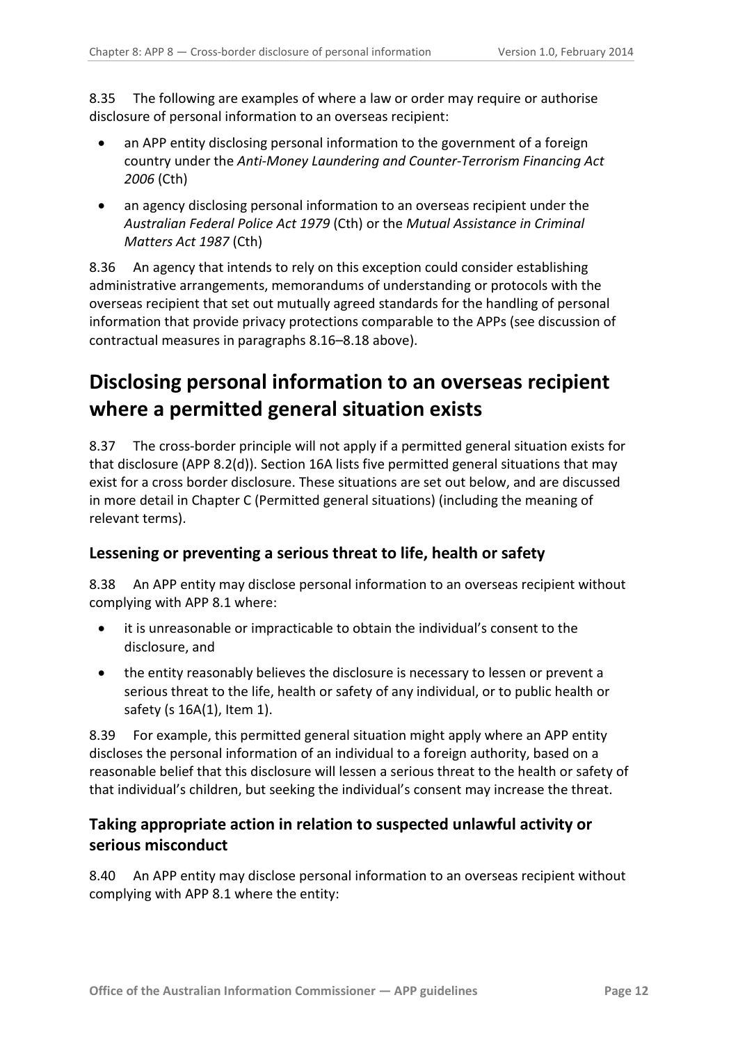8.35 The following are examples of where a law or order may require or authorise disclosure of personal information to an overseas recipient:

- an APP entity disclosing personal information to the government of a foreign country under the *Anti-Money Laundering and Counter-Terrorism Financing Act 2006* (Cth)
- an agency disclosing personal information to an overseas recipient under the *Australian Federal Police Act 1979* (Cth) or the *Mutual Assistance in Criminal Matters Act 1987* (Cth)

8.36 An agency that intends to rely on this exception could consider establishing administrative arrangements, memorandums of understanding or protocols with the overseas recipient that set out mutually agreed standards for the handling of personal information that provide privacy protections comparable to the APPs (see discussion of contractual measures in paragraphs 8.16–8.18 above).

# Disclosing personal information to an overseas recipient where a permitted general situation exists

8.37 The cross-border principle will not apply if a permitted general situation exists for that disclosure (APP 8.2(d)). Section 16A lists five permitted general situations that may exist for a cross border disclosure. These situations are set out below, and are discussed in more detail in Chapter C (Permitted general situations) (including the meaning of relevant terms).

## Lessening or preventing a serious threat to life, health or safety

8.38 An APP entity may disclose personal information to an overseas recipient without complying with APP 8.1 where:

- it is unreasonable or impracticable to obtain the individual's consent to the disclosure, and
- the entity reasonably believes the disclosure is necessary to lessen or prevent a serious threat to the life, health or safety of any individual, or to public health or safety (s 16A(1), Item 1).

8.39 For example, this permitted general situation might apply where an APP entity discloses the personal information of an individual to a foreign authority, based on a reasonable belief that this disclosure will lessen a serious threat to the health or safety of that individual's children, but seeking the individual's consent may increase the threat.

## Taking appropriate action in relation to suspected unlawful activity or serious misconduct

8.40 An APP entity may disclose personal information to an overseas recipient without complying with APP 8.1 where the entity: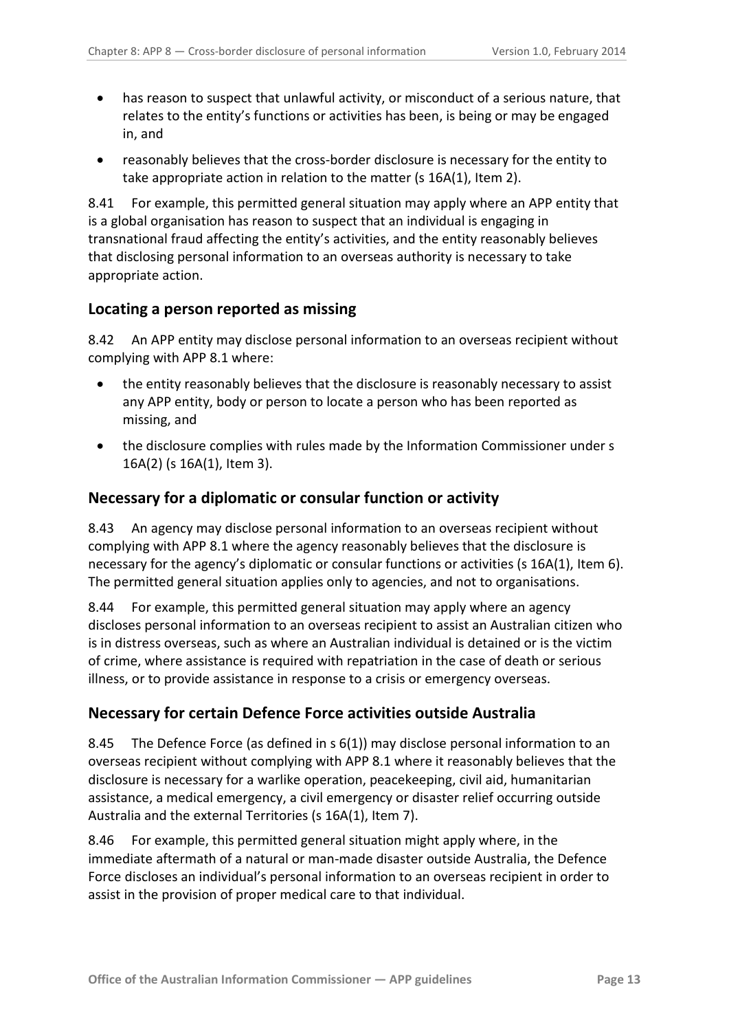- has reason to suspect that unlawful activity, or misconduct of a serious nature, that relates to the entity's functions or activities has been, is being or may be engaged in, and
- reasonably believes that the cross-border disclosure is necessary for the entity to take appropriate action in relation to the matter (s 16A(1), Item 2).

8.41 For example, this permitted general situation may apply where an APP entity that is a global organisation has reason to suspect that an individual is engaging in transnational fraud affecting the entity's activities, and the entity reasonably believes that disclosing personal information to an overseas authority is necessary to take appropriate action.

## Locating a person reported as missing

8.42 An APP entity may disclose personal information to an overseas recipient without complying with APP 8.1 where:

- the entity reasonably believes that the disclosure is reasonably necessary to assist any APP entity, body or person to locate a person who has been reported as missing, and
- the disclosure complies with rules made by the Information Commissioner under s 16A(2) (s 16A(1), Item 3).

## Necessary for a diplomatic or consular function or activity

8.43 An agency may disclose personal information to an overseas recipient without complying with APP 8.1 where the agency reasonably believes that the disclosure is necessary for the agency's diplomatic or consular functions or activities (s 16A(1), Item 6). The permitted general situation applies only to agencies, and not to organisations.

8.44 For example, this permitted general situation may apply where an agency discloses personal information to an overseas recipient to assist an Australian citizen who is in distress overseas, such as where an Australian individual is detained or is the victim of crime, where assistance is required with repatriation in the case of death or serious illness, or to provide assistance in response to a crisis or emergency overseas.

## Necessary for certain Defence Force activities outside Australia

8.45 The Defence Force (as defined in s 6(1)) may disclose personal information to an overseas recipient without complying with APP 8.1 where it reasonably believes that the disclosure is necessary for a warlike operation, peacekeeping, civil aid, humanitarian assistance, a medical emergency, a civil emergency or disaster relief occurring outside Australia and the external Territories (s 16A(1), Item 7).

8.46 For example, this permitted general situation might apply where, in the immediate aftermath of a natural or man-made disaster outside Australia, the Defence Force discloses an individual's personal information to an overseas recipient in order to assist in the provision of proper medical care to that individual.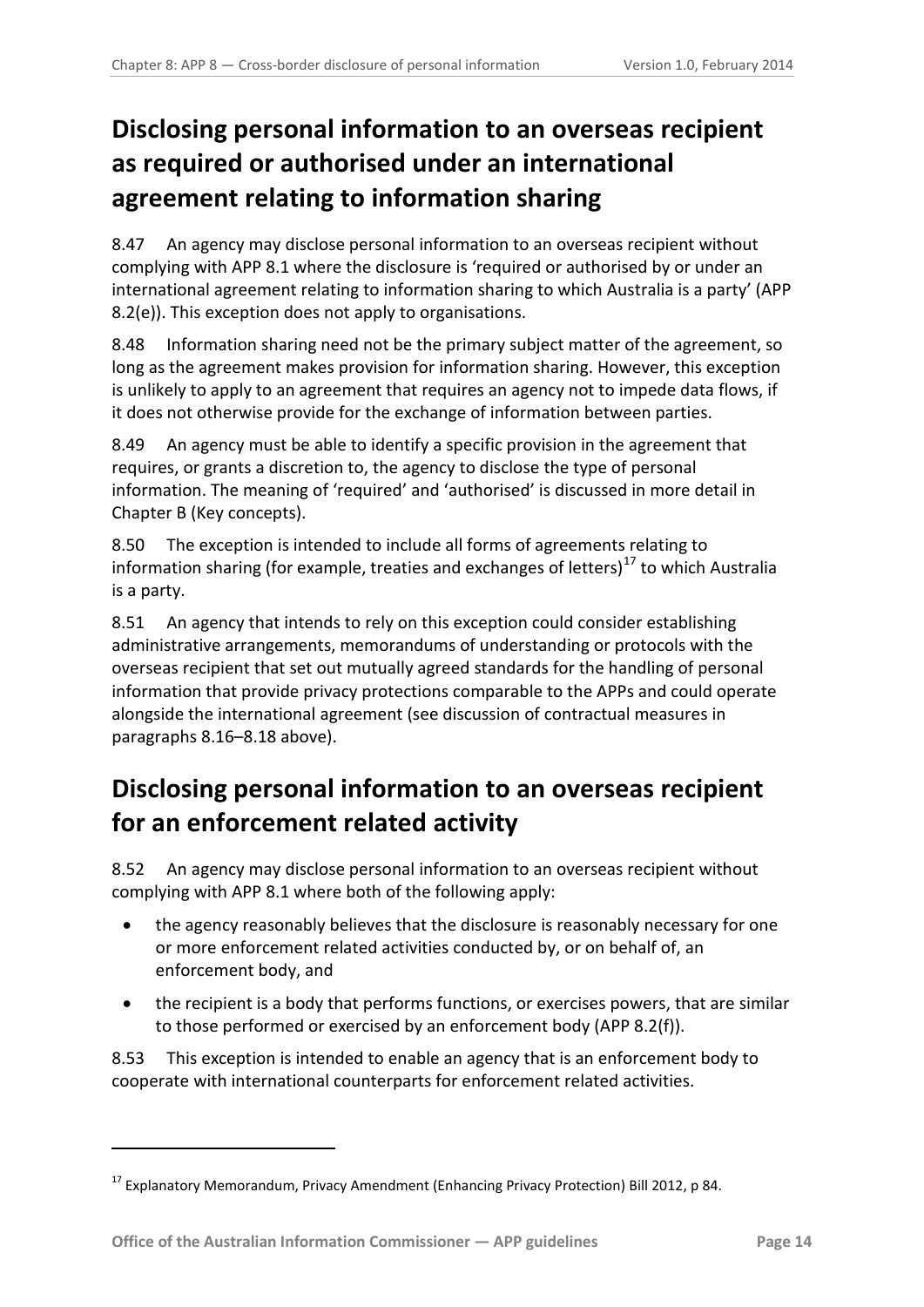## Disclosing personal information to an overseas recipient as required or authorised under an international agreement relating to information sharing

8.47 An agency may disclose personal information to an overseas recipient without complying with APP 8.1 where the disclosure is 'required or authorised by or under an international agreement relating to information sharing to which Australia is a party' (APP 8.2(e)). This exception does not apply to organisations.

8.48 Information sharing need not be the primary subject matter of the agreement, so long as the agreement makes provision for information sharing. However, this exception is unlikely to apply to an agreement that requires an agency not to impede data flows, if it does not otherwise provide for the exchange of information between parties.

8.49 An agency must be able to identify a specific provision in the agreement that requires, or grants a discretion to, the agency to disclose the type of personal information. The meaning of 'required' and 'authorised' is discussed in more detail in Chapter B (Key concepts).

8.50 The exception is intended to include all forms of agreements relating to information sharing (for example, treaties and exchanges of letters)[17] to which Australia is a party.

8.51 An agency that intends to rely on this exception could consider establishing administrative arrangements, memorandums of understanding or protocols with the overseas recipient that set out mutually agreed standards for the handling of personal information that provide privacy protections comparable to the APPs and could operate alongside the international agreement (see discussion of contractual measures in paragraphs 8.16–8.18 above).

## Disclosing personal information to an overseas recipient for an enforcement related activity

8.52 An agency may disclose personal information to an overseas recipient without complying with APP 8.1 where both of the following apply:

- the agency reasonably believes that the disclosure is reasonably necessary for one or more enforcement related activities conducted by, or on behalf of, an enforcement body, and
- the recipient is a body that performs functions, or exercises powers, that are similar to those performed or exercised by an enforcement body (APP 8.2(f)).

8.53 This exception is intended to enable an agency that is an enforcement body to cooperate with international counterparts for enforcement related activities.

---

[17] Explanatory Memorandum, Privacy Amendment (Enhancing Privacy Protection) Bill 2012, p 84.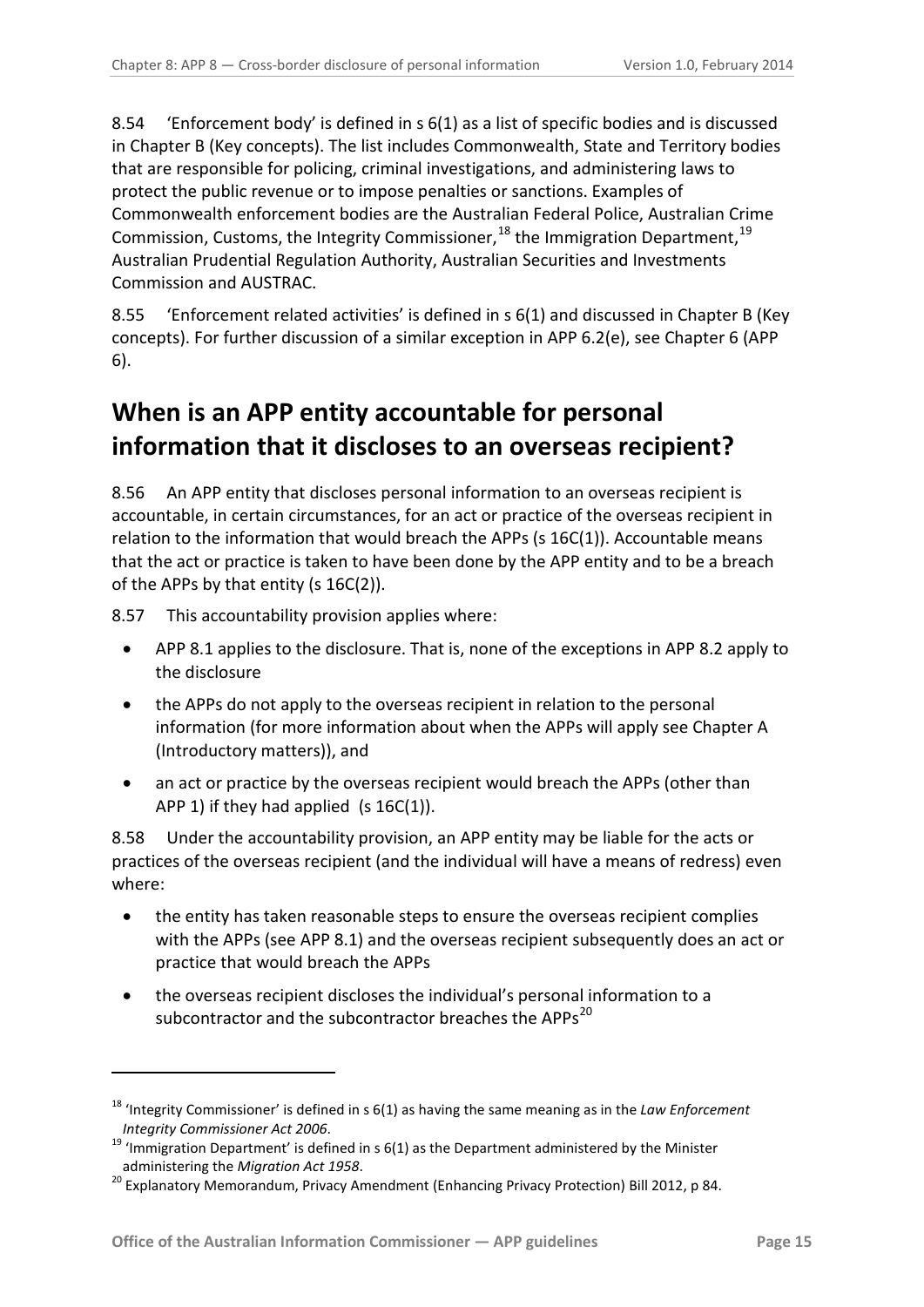8.54 'Enforcement body' is defined in s 6(1) as a list of specific bodies and is discussed in Chapter B (Key concepts). The list includes Commonwealth, State and Territory bodies that are responsible for policing, criminal investigations, and administering laws to protect the public revenue or to impose penalties or sanctions. Examples of Commonwealth enforcement bodies are the Australian Federal Police, Australian Crime Commission, Customs, the Integrity Commissioner,[18] the Immigration Department,[19] Australian Prudential Regulation Authority, Australian Securities and Investments Commission and AUSTRAC.

8.55 'Enforcement related activities' is defined in s 6(1) and discussed in Chapter B (Key concepts). For further discussion of a similar exception in APP 6.2(e), see Chapter 6 (APP 6).

## When is an APP entity accountable for personal information that it discloses to an overseas recipient?

8.56 An APP entity that discloses personal information to an overseas recipient is accountable, in certain circumstances, for an act or practice of the overseas recipient in relation to the information that would breach the APPs (s 16C(1)). Accountable means that the act or practice is taken to have been done by the APP entity and to be a breach of the APPs by that entity (s 16C(2)).

8.57 This accountability provision applies where:

- APP 8.1 applies to the disclosure. That is, none of the exceptions in APP 8.2 apply to the disclosure
- the APPs do not apply to the overseas recipient in relation to the personal information (for more information about when the APPs will apply see Chapter A (Introductory matters)), and
- an act or practice by the overseas recipient would breach the APPs (other than APP 1) if they had applied (s 16C(1)).

8.58 Under the accountability provision, an APP entity may be liable for the acts or practices of the overseas recipient (and the individual will have a means of redress) even where:

- the entity has taken reasonable steps to ensure the overseas recipient complies with the APPs (see APP 8.1) and the overseas recipient subsequently does an act or practice that would breach the APPs
- the overseas recipient discloses the individual's personal information to a subcontractor and the subcontractor breaches the APPs[20]

---

[18] 'Integrity Commissioner' is defined in s 6(1) as having the same meaning as in the *Law Enforcement Integrity Commissioner Act 2006*.

[19] 'Immigration Department' is defined in s 6(1) as the Department administered by the Minister administering the *Migration Act 1958*.

[20] Explanatory Memorandum, Privacy Amendment (Enhancing Privacy Protection) Bill 2012, p 84.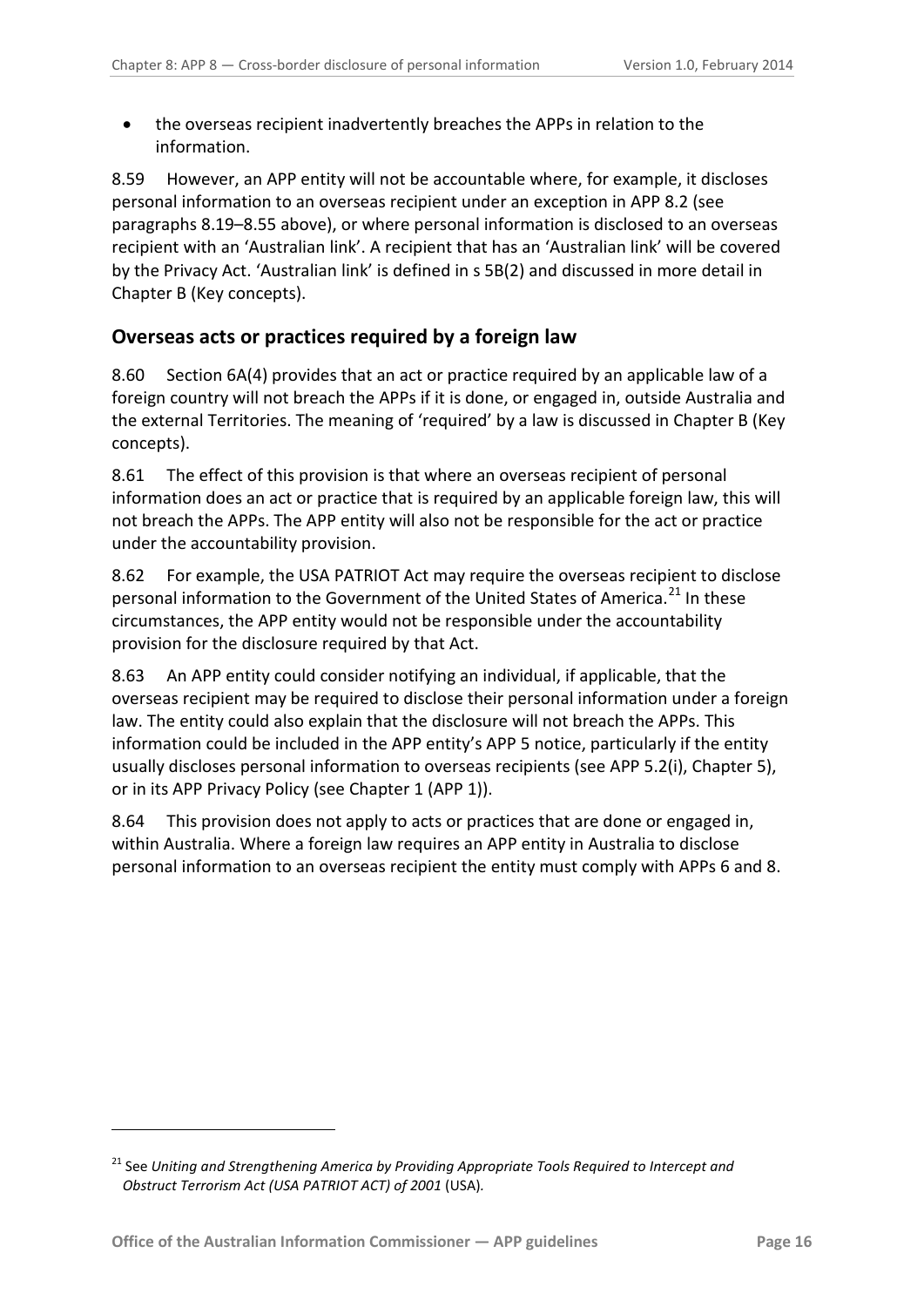- the overseas recipient inadvertently breaches the APPs in relation to the information.

8.59 However, an APP entity will not be accountable where, for example, it discloses personal information to an overseas recipient under an exception in APP 8.2 (see paragraphs 8.19–8.55 above), or where personal information is disclosed to an overseas recipient with an 'Australian link'. A recipient that has an 'Australian link' will be covered by the Privacy Act. 'Australian link' is defined in s 5B(2) and discussed in more detail in Chapter B (Key concepts).

## Overseas acts or practices required by a foreign law

8.60 Section 6A(4) provides that an act or practice required by an applicable law of a foreign country will not breach the APPs if it is done, or engaged in, outside Australia and the external Territories. The meaning of 'required' by a law is discussed in Chapter B (Key concepts).

8.61 The effect of this provision is that where an overseas recipient of personal information does an act or practice that is required by an applicable foreign law, this will not breach the APPs. The APP entity will also not be responsible for the act or practice under the accountability provision.

8.62 For example, the USA PATRIOT Act may require the overseas recipient to disclose personal information to the Government of the United States of America.[21] In these circumstances, the APP entity would not be responsible under the accountability provision for the disclosure required by that Act.

8.63 An APP entity could consider notifying an individual, if applicable, that the overseas recipient may be required to disclose their personal information under a foreign law. The entity could also explain that the disclosure will not breach the APPs. This information could be included in the APP entity's APP 5 notice, particularly if the entity usually discloses personal information to overseas recipients (see APP 5.2(i), Chapter 5), or in its APP Privacy Policy (see Chapter 1 (APP 1)).

8.64 This provision does not apply to acts or practices that are done or engaged in, within Australia. Where a foreign law requires an APP entity in Australia to disclose personal information to an overseas recipient the entity must comply with APPs 6 and 8.

---

[21] See *Uniting and Strengthening America by Providing Appropriate Tools Required to Intercept and Obstruct Terrorism Act (USA PATRIOT ACT) of 2001* (USA).